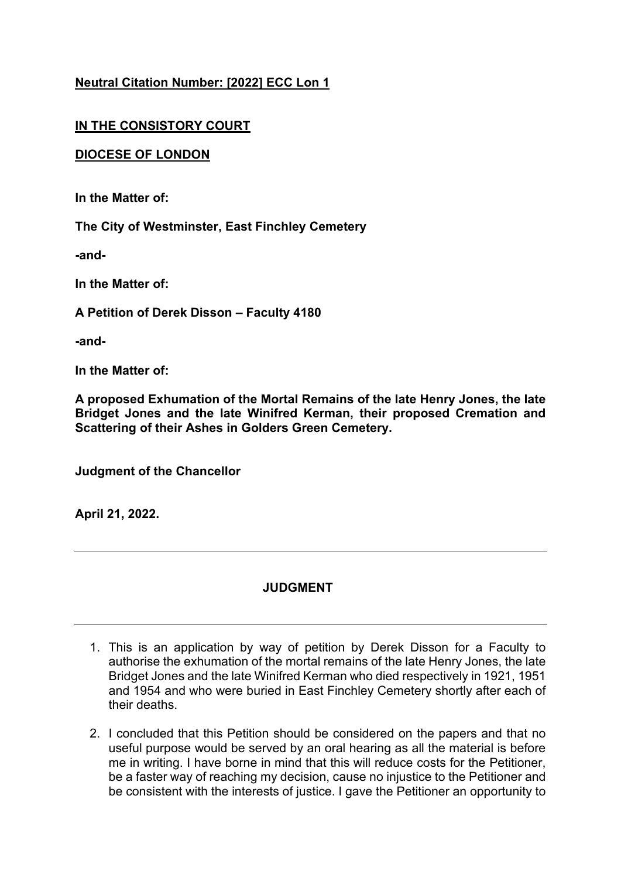**Neutral Citation Number: [2022] ECC Lon 1**

**IN THE CONSISTORY COURT**

**DIOCESE OF LONDON**

**In the Matter of:**

**The City of Westminster, East Finchley Cemetery**

**-and-**

**In the Matter of:**

**A Petition of Derek Disson – Faculty 4180**

**-and-**

**In the Matter of:**

**A proposed Exhumation of the Mortal Remains of the late Henry Jones, the late Bridget Jones and the late Winifred Kerman, their proposed Cremation and Scattering of their Ashes in Golders Green Cemetery.**

**Judgment of the Chancellor**

**April 21, 2022.**

---

## JUDGMENT

---

1. This is an application by way of petition by Derek Disson for a Faculty to authorise the exhumation of the mortal remains of the late Henry Jones, the late Bridget Jones and the late Winifred Kerman who died respectively in 1921, 1951 and 1954 and who were buried in East Finchley Cemetery shortly after each of their deaths.

2. I concluded that this Petition should be considered on the papers and that no useful purpose would be served by an oral hearing as all the material is before me in writing. I have borne in mind that this will reduce costs for the Petitioner, be a faster way of reaching my decision, cause no injustice to the Petitioner and be consistent with the interests of justice. I gave the Petitioner an opportunity to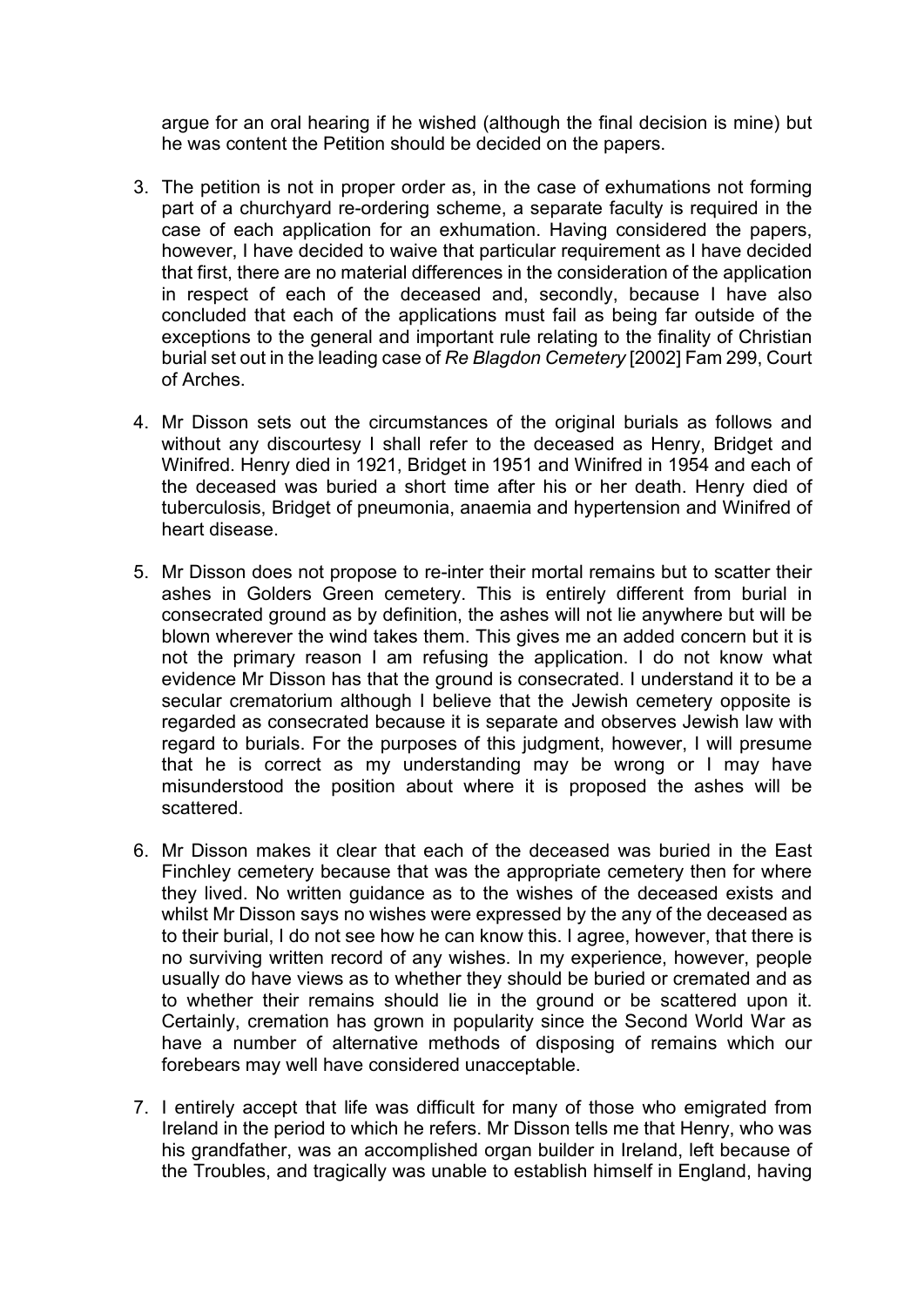argue for an oral hearing if he wished (although the final decision is mine) but he was content the Petition should be decided on the papers.

3. The petition is not in proper order as, in the case of exhumations not forming part of a churchyard re-ordering scheme, a separate faculty is required in the case of each application for an exhumation. Having considered the papers, however, I have decided to waive that particular requirement as I have decided that first, there are no material differences in the consideration of the application in respect of each of the deceased and, secondly, because I have also concluded that each of the applications must fail as being far outside of the exceptions to the general and important rule relating to the finality of Christian burial set out in the leading case of *Re Blagdon Cemetery* [2002] Fam 299, Court of Arches.

4. Mr Disson sets out the circumstances of the original burials as follows and without any discourtesy I shall refer to the deceased as Henry, Bridget and Winifred. Henry died in 1921, Bridget in 1951 and Winifred in 1954 and each of the deceased was buried a short time after his or her death. Henry died of tuberculosis, Bridget of pneumonia, anaemia and hypertension and Winifred of heart disease.

5. Mr Disson does not propose to re-inter their mortal remains but to scatter their ashes in Golders Green cemetery. This is entirely different from burial in consecrated ground as by definition, the ashes will not lie anywhere but will be blown wherever the wind takes them. This gives me an added concern but it is not the primary reason I am refusing the application. I do not know what evidence Mr Disson has that the ground is consecrated. I understand it to be a secular crematorium although I believe that the Jewish cemetery opposite is regarded as consecrated because it is separate and observes Jewish law with regard to burials. For the purposes of this judgment, however, I will presume that he is correct as my understanding may be wrong or I may have misunderstood the position about where it is proposed the ashes will be scattered.

6. Mr Disson makes it clear that each of the deceased was buried in the East Finchley cemetery because that was the appropriate cemetery then for where they lived. No written guidance as to the wishes of the deceased exists and whilst Mr Disson says no wishes were expressed by the any of the deceased as to their burial, I do not see how he can know this. I agree, however, that there is no surviving written record of any wishes. In my experience, however, people usually do have views as to whether they should be buried or cremated and as to whether their remains should lie in the ground or be scattered upon it. Certainly, cremation has grown in popularity since the Second World War as have a number of alternative methods of disposing of remains which our forebears may well have considered unacceptable.

7. I entirely accept that life was difficult for many of those who emigrated from Ireland in the period to which he refers. Mr Disson tells me that Henry, who was his grandfather, was an accomplished organ builder in Ireland, left because of the Troubles, and tragically was unable to establish himself in England, having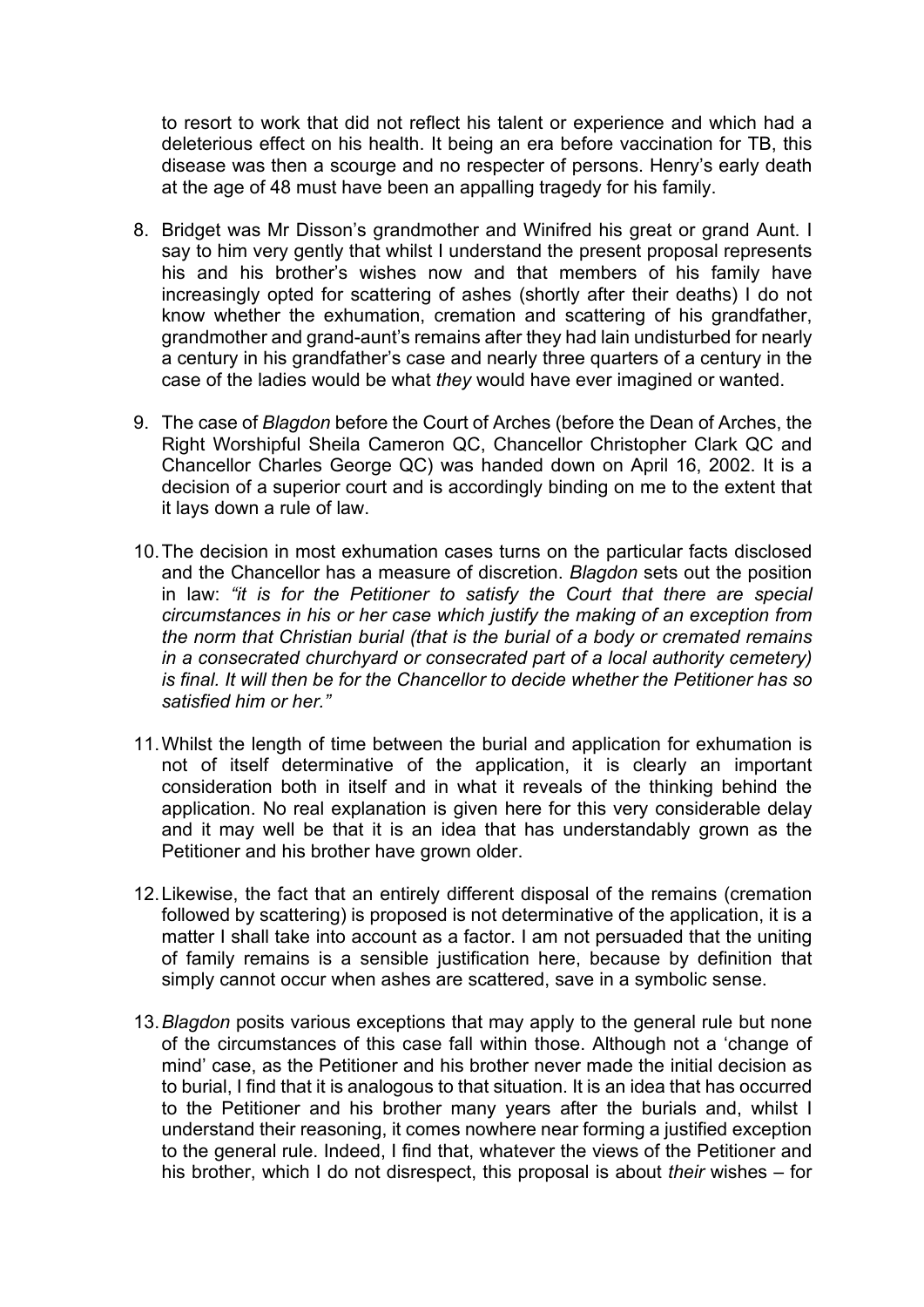to resort to work that did not reflect his talent or experience and which had a deleterious effect on his health. It being an era before vaccination for TB, this disease was then a scourge and no respecter of persons. Henry's early death at the age of 48 must have been an appalling tragedy for his family.

8. Bridget was Mr Disson's grandmother and Winifred his great or grand Aunt. I say to him very gently that whilst I understand the present proposal represents his and his brother's wishes now and that members of his family have increasingly opted for scattering of ashes (shortly after their deaths) I do not know whether the exhumation, cremation and scattering of his grandfather, grandmother and grand-aunt's remains after they had lain undisturbed for nearly a century in his grandfather's case and nearly three quarters of a century in the case of the ladies would be what *they* would have ever imagined or wanted.

9. The case of *Blagdon* before the Court of Arches (before the Dean of Arches, the Right Worshipful Sheila Cameron QC, Chancellor Christopher Clark QC and Chancellor Charles George QC) was handed down on April 16, 2002. It is a decision of a superior court and is accordingly binding on me to the extent that it lays down a rule of law.

10. The decision in most exhumation cases turns on the particular facts disclosed and the Chancellor has a measure of discretion. *Blagdon* sets out the position in law: *"it is for the Petitioner to satisfy the Court that there are special circumstances in his or her case which justify the making of an exception from the norm that Christian burial (that is the burial of a body or cremated remains in a consecrated churchyard or consecrated part of a local authority cemetery) is final. It will then be for the Chancellor to decide whether the Petitioner has so satisfied him or her."*

11. Whilst the length of time between the burial and application for exhumation is not of itself determinative of the application, it is clearly an important consideration both in itself and in what it reveals of the thinking behind the application. No real explanation is given here for this very considerable delay and it may well be that it is an idea that has understandably grown as the Petitioner and his brother have grown older.

12. Likewise, the fact that an entirely different disposal of the remains (cremation followed by scattering) is proposed is not determinative of the application, it is a matter I shall take into account as a factor. I am not persuaded that the uniting of family remains is a sensible justification here, because by definition that simply cannot occur when ashes are scattered, save in a symbolic sense.

13. *Blagdon* posits various exceptions that may apply to the general rule but none of the circumstances of this case fall within those. Although not a 'change of mind' case, as the Petitioner and his brother never made the initial decision as to burial, I find that it is analogous to that situation. It is an idea that has occurred to the Petitioner and his brother many years after the burials and, whilst I understand their reasoning, it comes nowhere near forming a justified exception to the general rule. Indeed, I find that, whatever the views of the Petitioner and his brother, which I do not disrespect, this proposal is about *their* wishes – for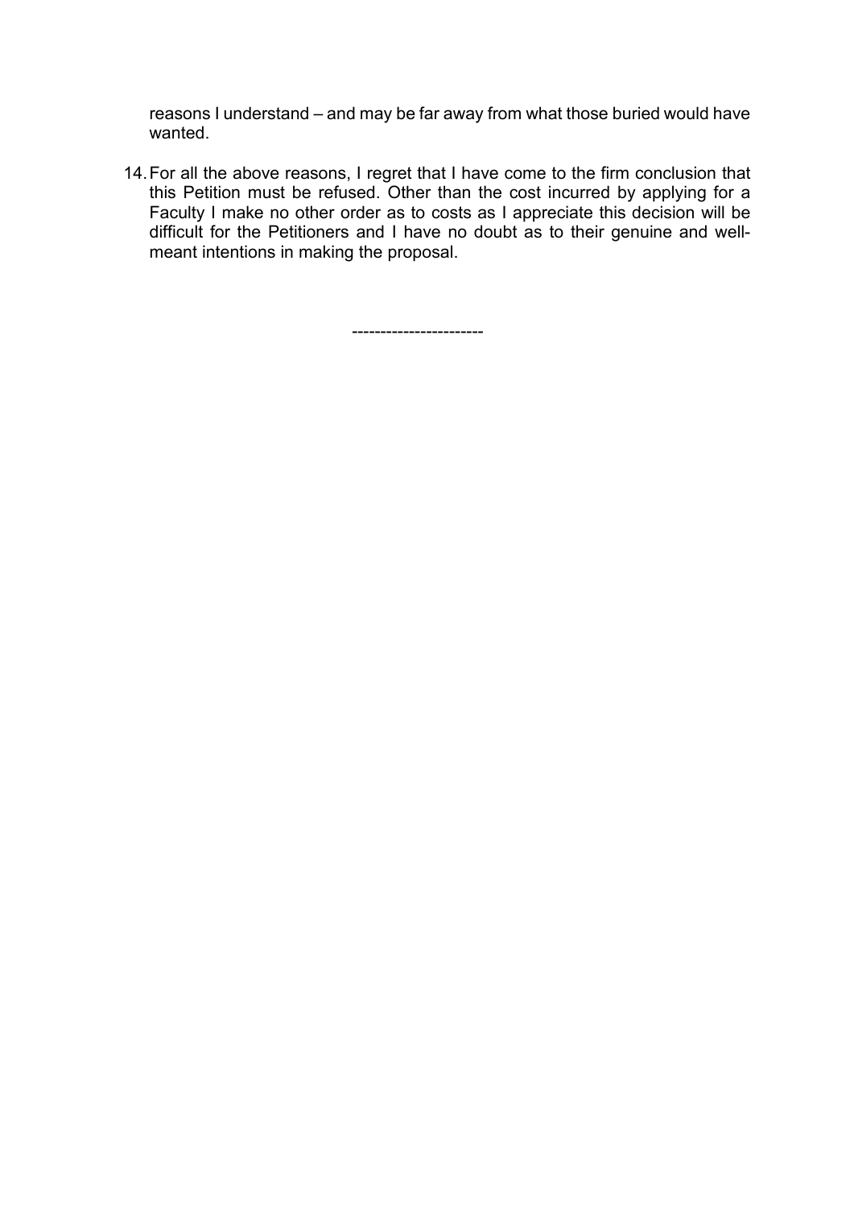reasons I understand – and may be far away from what those buried would have wanted.

14. For all the above reasons, I regret that I have come to the firm conclusion that this Petition must be refused. Other than the cost incurred by applying for a Faculty I make no other order as to costs as I appreciate this decision will be difficult for the Petitioners and I have no doubt as to their genuine and well-meant intentions in making the proposal.

-----------------------